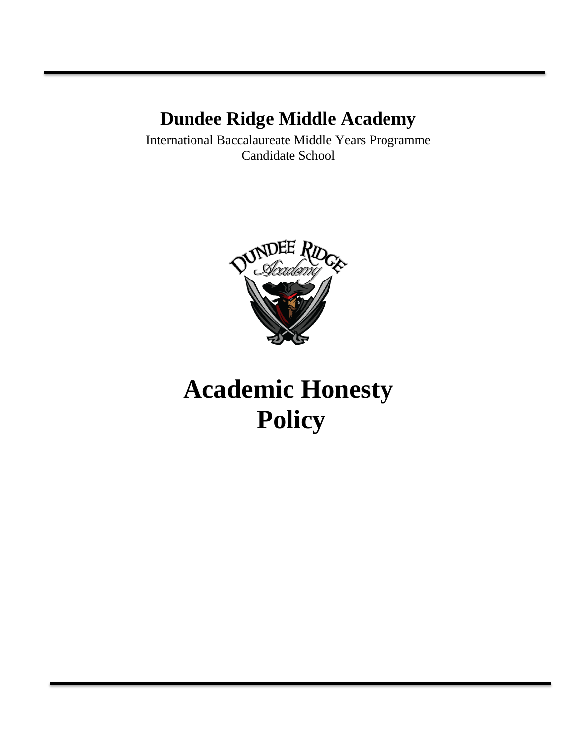# Dundee Ridge Middle Academy

International Baccalaureate Middle Years Programme
Candidate School

# Academic Honesty Policy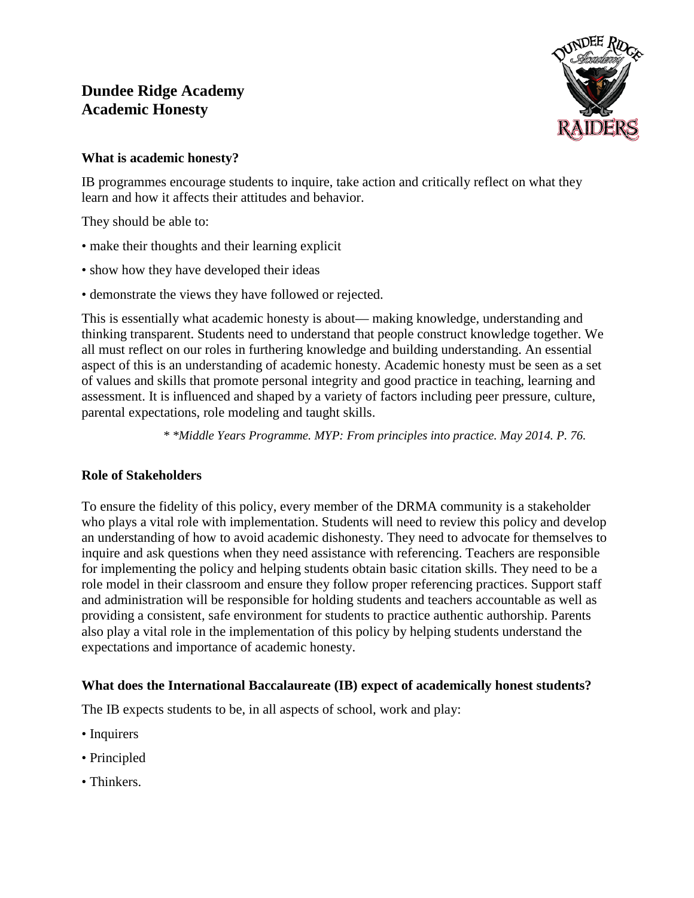# Dundee Ridge Academy
# Academic Honesty

### What is academic honesty?

IB programmes encourage students to inquire, take action and critically reflect on what they learn and how it affects their attitudes and behavior.

They should be able to:

- make their thoughts and their learning explicit
- show how they have developed their ideas
- demonstrate the views they have followed or rejected.

This is essentially what academic honesty is about— making knowledge, understanding and thinking transparent. Students need to understand that people construct knowledge together. We all must reflect on our roles in furthering knowledge and building understanding. An essential aspect of this is an understanding of academic honesty. Academic honesty must be seen as a set of values and skills that promote personal integrity and good practice in teaching, learning and assessment. It is influenced and shaped by a variety of factors including peer pressure, culture, parental expectations, role modeling and taught skills.

*\* \*Middle Years Programme. MYP: From principles into practice. May 2014. P. 76.*

### Role of Stakeholders

To ensure the fidelity of this policy, every member of the DRMA community is a stakeholder who plays a vital role with implementation. Students will need to review this policy and develop an understanding of how to avoid academic dishonesty. They need to advocate for themselves to inquire and ask questions when they need assistance with referencing. Teachers are responsible for implementing the policy and helping students obtain basic citation skills. They need to be a role model in their classroom and ensure they follow proper referencing practices. Support staff and administration will be responsible for holding students and teachers accountable as well as providing a consistent, safe environment for students to practice authentic authorship. Parents also play a vital role in the implementation of this policy by helping students understand the expectations and importance of academic honesty.

### What does the International Baccalaureate (IB) expect of academically honest students?

The IB expects students to be, in all aspects of school, work and play:

- Inquirers
- Principled
- Thinkers.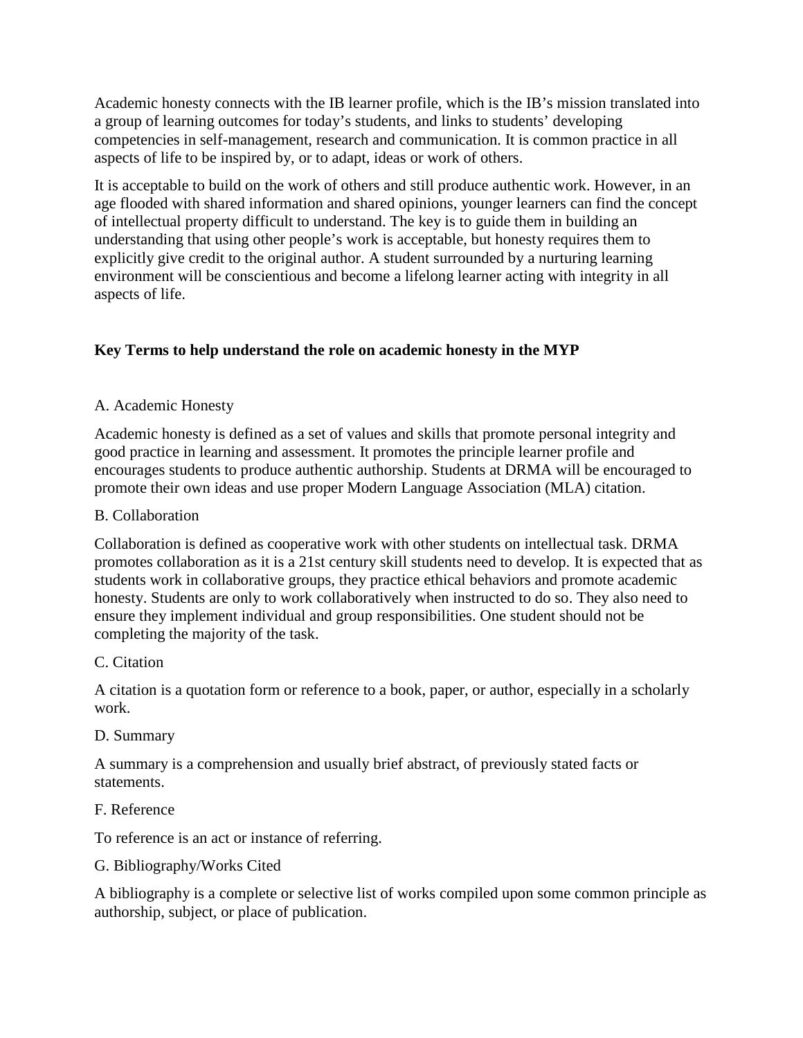Academic honesty connects with the IB learner profile, which is the IB's mission translated into a group of learning outcomes for today's students, and links to students' developing competencies in self-management, research and communication. It is common practice in all aspects of life to be inspired by, or to adapt, ideas or work of others.

It is acceptable to build on the work of others and still produce authentic work. However, in an age flooded with shared information and shared opinions, younger learners can find the concept of intellectual property difficult to understand. The key is to guide them in building an understanding that using other people's work is acceptable, but honesty requires them to explicitly give credit to the original author. A student surrounded by a nurturing learning environment will be conscientious and become a lifelong learner acting with integrity in all aspects of life.

**Key Terms to help understand the role on academic honesty in the MYP**

A. Academic Honesty

Academic honesty is defined as a set of values and skills that promote personal integrity and good practice in learning and assessment. It promotes the principle learner profile and encourages students to produce authentic authorship. Students at DRMA will be encouraged to promote their own ideas and use proper Modern Language Association (MLA) citation.

B. Collaboration

Collaboration is defined as cooperative work with other students on intellectual task. DRMA promotes collaboration as it is a 21st century skill students need to develop. It is expected that as students work in collaborative groups, they practice ethical behaviors and promote academic honesty. Students are only to work collaboratively when instructed to do so. They also need to ensure they implement individual and group responsibilities. One student should not be completing the majority of the task.

C. Citation

A citation is a quotation form or reference to a book, paper, or author, especially in a scholarly work.

D. Summary

A summary is a comprehension and usually brief abstract, of previously stated facts or statements.

F. Reference

To reference is an act or instance of referring.

G. Bibliography/Works Cited

A bibliography is a complete or selective list of works compiled upon some common principle as authorship, subject, or place of publication.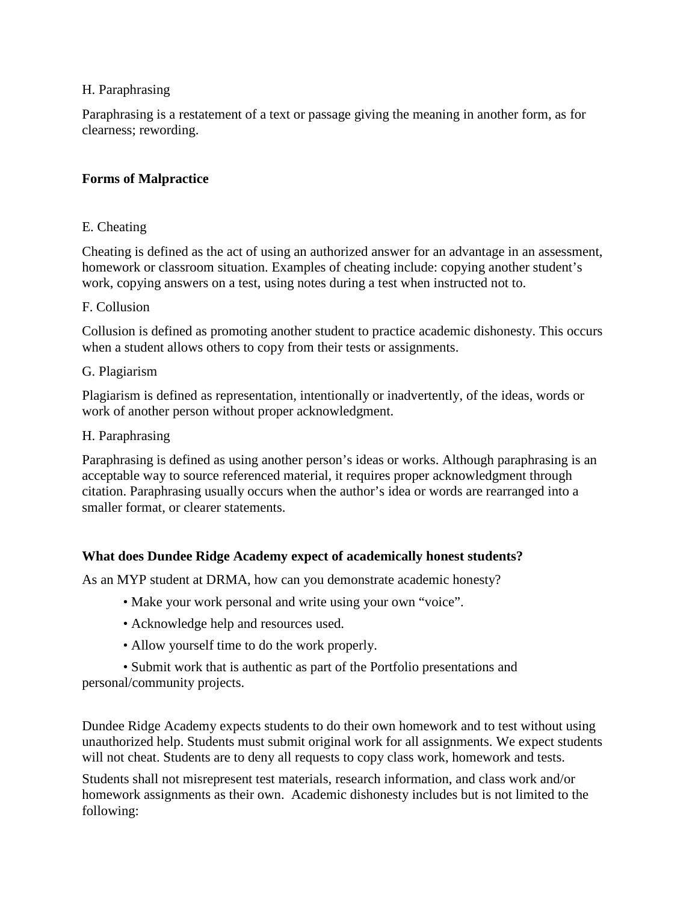H. Paraphrasing

Paraphrasing is a restatement of a text or passage giving the meaning in another form, as for clearness; rewording.

**Forms of Malpractice**

E. Cheating

Cheating is defined as the act of using an authorized answer for an advantage in an assessment, homework or classroom situation. Examples of cheating include: copying another student's work, copying answers on a test, using notes during a test when instructed not to.

F. Collusion

Collusion is defined as promoting another student to practice academic dishonesty. This occurs when a student allows others to copy from their tests or assignments.

G. Plagiarism

Plagiarism is defined as representation, intentionally or inadvertently, of the ideas, words or work of another person without proper acknowledgment.

H. Paraphrasing

Paraphrasing is defined as using another person's ideas or works. Although paraphrasing is an acceptable way to source referenced material, it requires proper acknowledgment through citation. Paraphrasing usually occurs when the author's idea or words are rearranged into a smaller format, or clearer statements.

**What does Dundee Ridge Academy expect of academically honest students?**

As an MYP student at DRMA, how can you demonstrate academic honesty?

- Make your work personal and write using your own "voice".
- Acknowledge help and resources used.
- Allow yourself time to do the work properly.
- Submit work that is authentic as part of the Portfolio presentations and personal/community projects.

Dundee Ridge Academy expects students to do their own homework and to test without using unauthorized help. Students must submit original work for all assignments. We expect students will not cheat. Students are to deny all requests to copy class work, homework and tests.

Students shall not misrepresent test materials, research information, and class work and/or homework assignments as their own. Academic dishonesty includes but is not limited to the following: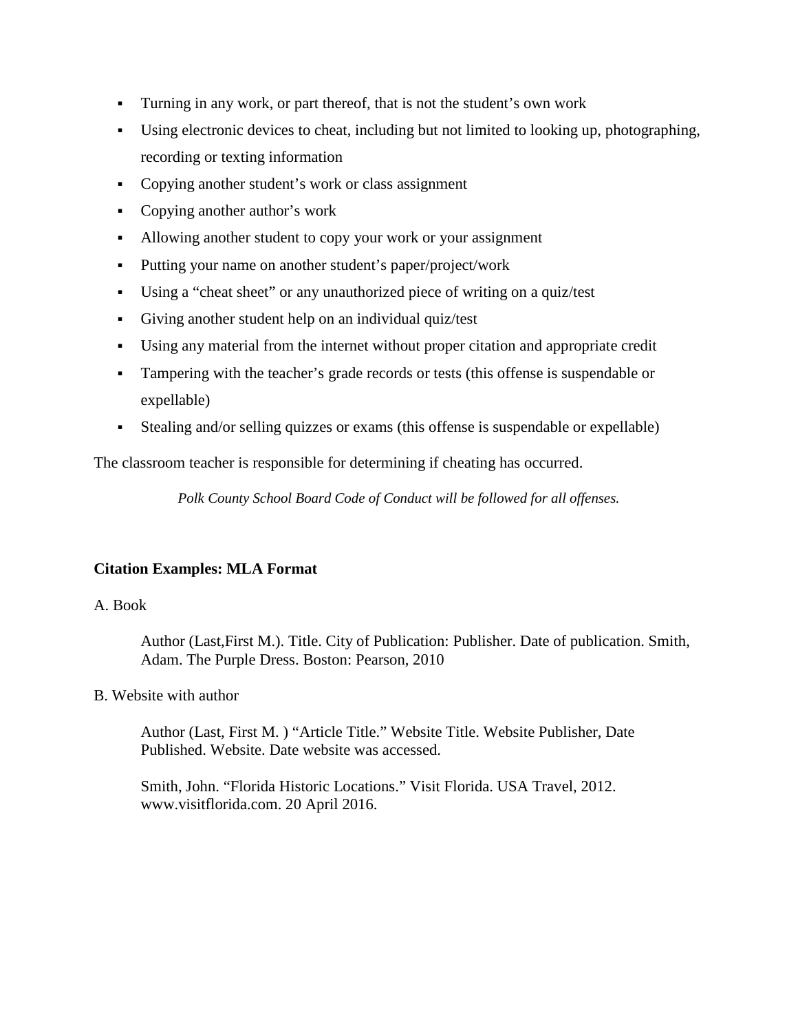- Turning in any work, or part thereof, that is not the student's own work
- Using electronic devices to cheat, including but not limited to looking up, photographing, recording or texting information
- Copying another student's work or class assignment
- Copying another author's work
- Allowing another student to copy your work or your assignment
- Putting your name on another student's paper/project/work
- Using a "cheat sheet" or any unauthorized piece of writing on a quiz/test
- Giving another student help on an individual quiz/test
- Using any material from the internet without proper citation and appropriate credit
- Tampering with the teacher's grade records or tests (this offense is suspendable or expellable)
- Stealing and/or selling quizzes or exams (this offense is suspendable or expellable)

The classroom teacher is responsible for determining if cheating has occurred.

*Polk County School Board Code of Conduct will be followed for all offenses.*

**Citation Examples: MLA Format**

A. Book

> Author (Last,First M.). Title. City of Publication: Publisher. Date of publication. Smith, Adam. The Purple Dress. Boston: Pearson, 2010

B. Website with author

> Author (Last, First M. ) "Article Title." Website Title. Website Publisher, Date Published. Website. Date website was accessed.
>
> Smith, John. "Florida Historic Locations." Visit Florida. USA Travel, 2012. www.visitflorida.com. 20 April 2016.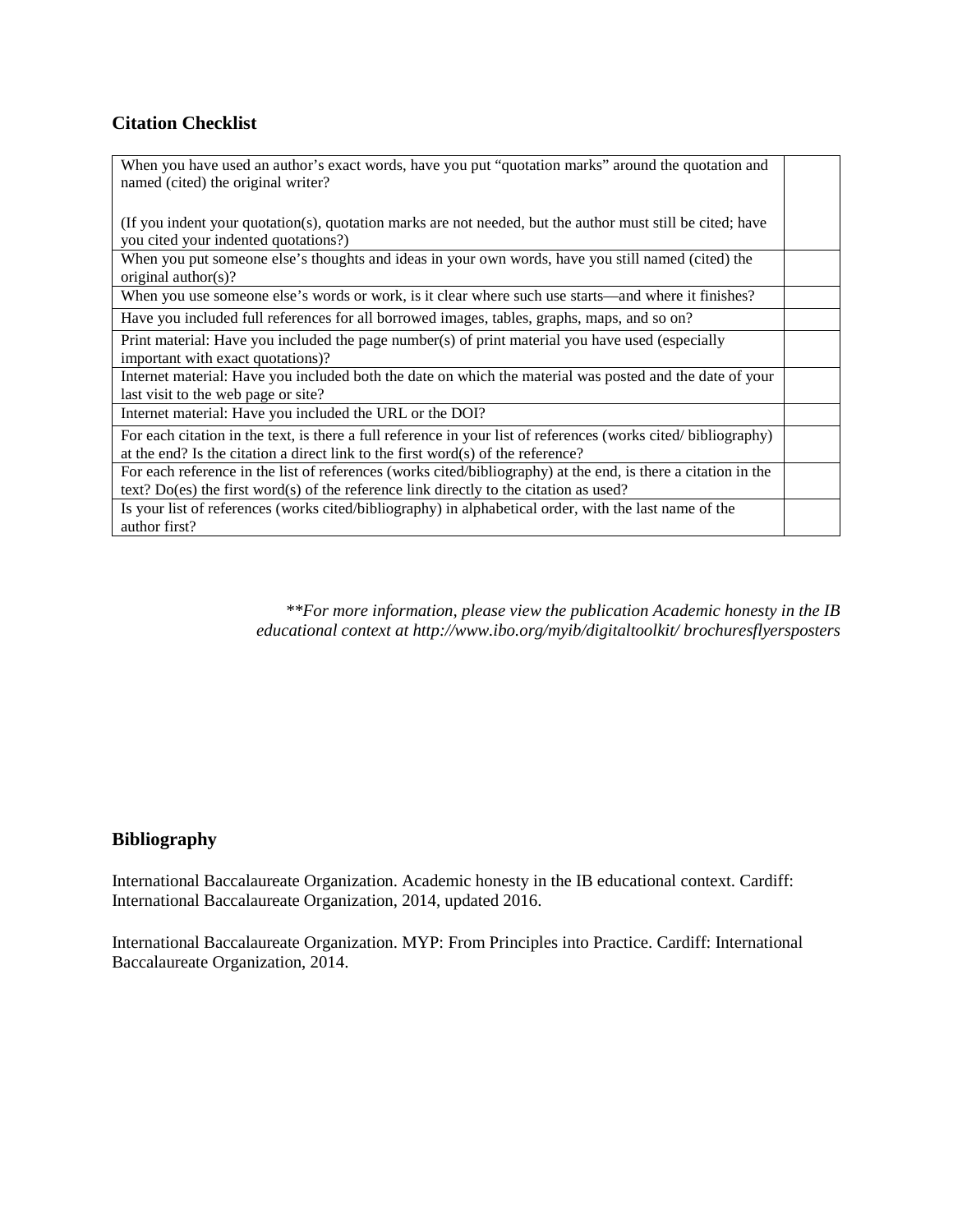## Citation Checklist

| | |
|---|---|
| When you have used an author's exact words, have you put "quotation marks" around the quotation and named (cited) the original writer?<br><br>(If you indent your quotation(s), quotation marks are not needed, but the author must still be cited; have you cited your indented quotations?) | |
| When you put someone else's thoughts and ideas in your own words, have you still named (cited) the original author(s)? | |
| When you use someone else's words or work, is it clear where such use starts—and where it finishes? | |
| Have you included full references for all borrowed images, tables, graphs, maps, and so on? | |
| Print material: Have you included the page number(s) of print material you have used (especially important with exact quotations)? | |
| Internet material: Have you included both the date on which the material was posted and the date of your last visit to the web page or site? | |
| Internet material: Have you included the URL or the DOI? | |
| For each citation in the text, is there a full reference in your list of references (works cited/ bibliography) at the end? Is the citation a direct link to the first word(s) of the reference? | |
| For each reference in the list of references (works cited/bibliography) at the end, is there a citation in the text? Do(es) the first word(s) of the reference link directly to the citation as used? | |
| Is your list of references (works cited/bibliography) in alphabetical order, with the last name of the author first? | |

*\*\*For more information, please view the publication Academic honesty in the IB educational context at http://www.ibo.org/myib/digitaltoolkit/ brochuresflyersposters*

## Bibliography

International Baccalaureate Organization. Academic honesty in the IB educational context. Cardiff: International Baccalaureate Organization, 2014, updated 2016.

International Baccalaureate Organization. MYP: From Principles into Practice. Cardiff: International Baccalaureate Organization, 2014.